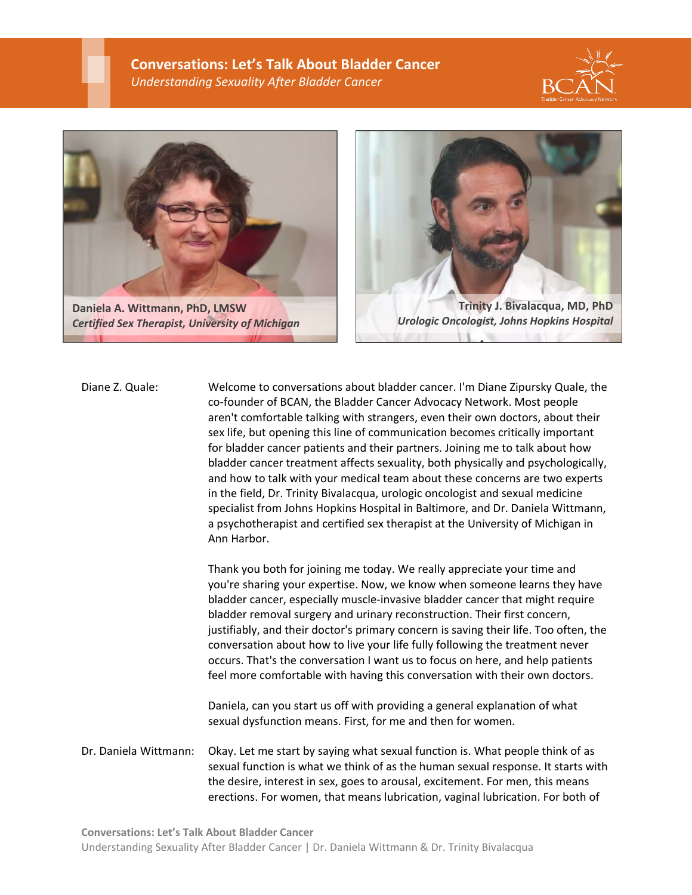# Conversations: Let's Talk About Bladder Cancer

*Understanding Sexuality After Bladder Cancer*

**Daniela A. Wittmann, PhD, LMSW**
*Certified Sex Therapist, University of Michigan*

**Trinity J. Bivalacqua, MD, PhD**
*Urologic Oncologist, Johns Hopkins Hospital*

**Diane Z. Quale:** Welcome to conversations about bladder cancer. I'm Diane Zipursky Quale, the co-founder of BCAN, the Bladder Cancer Advocacy Network. Most people aren't comfortable talking with strangers, even their own doctors, about their sex life, but opening this line of communication becomes critically important for bladder cancer patients and their partners. Joining me to talk about how bladder cancer treatment affects sexuality, both physically and psychologically, and how to talk with your medical team about these concerns are two experts in the field, Dr. Trinity Bivalacqua, urologic oncologist and sexual medicine specialist from Johns Hopkins Hospital in Baltimore, and Dr. Daniela Wittmann, a psychotherapist and certified sex therapist at the University of Michigan in Ann Harbor.

Thank you both for joining me today. We really appreciate your time and you're sharing your expertise. Now, we know when someone learns they have bladder cancer, especially muscle-invasive bladder cancer that might require bladder removal surgery and urinary reconstruction. Their first concern, justifiably, and their doctor's primary concern is saving their life. Too often, the conversation about how to live your life fully following the treatment never occurs. That's the conversation I want us to focus on here, and help patients feel more comfortable with having this conversation with their own doctors.

Daniela, can you start us off with providing a general explanation of what sexual dysfunction means. First, for me and then for women.

**Dr. Daniela Wittmann:** Okay. Let me start by saying what sexual function is. What people think of as sexual function is what we think of as the human sexual response. It starts with the desire, interest in sex, goes to arousal, excitement. For men, this means erections. For women, that means lubrication, vaginal lubrication. For both of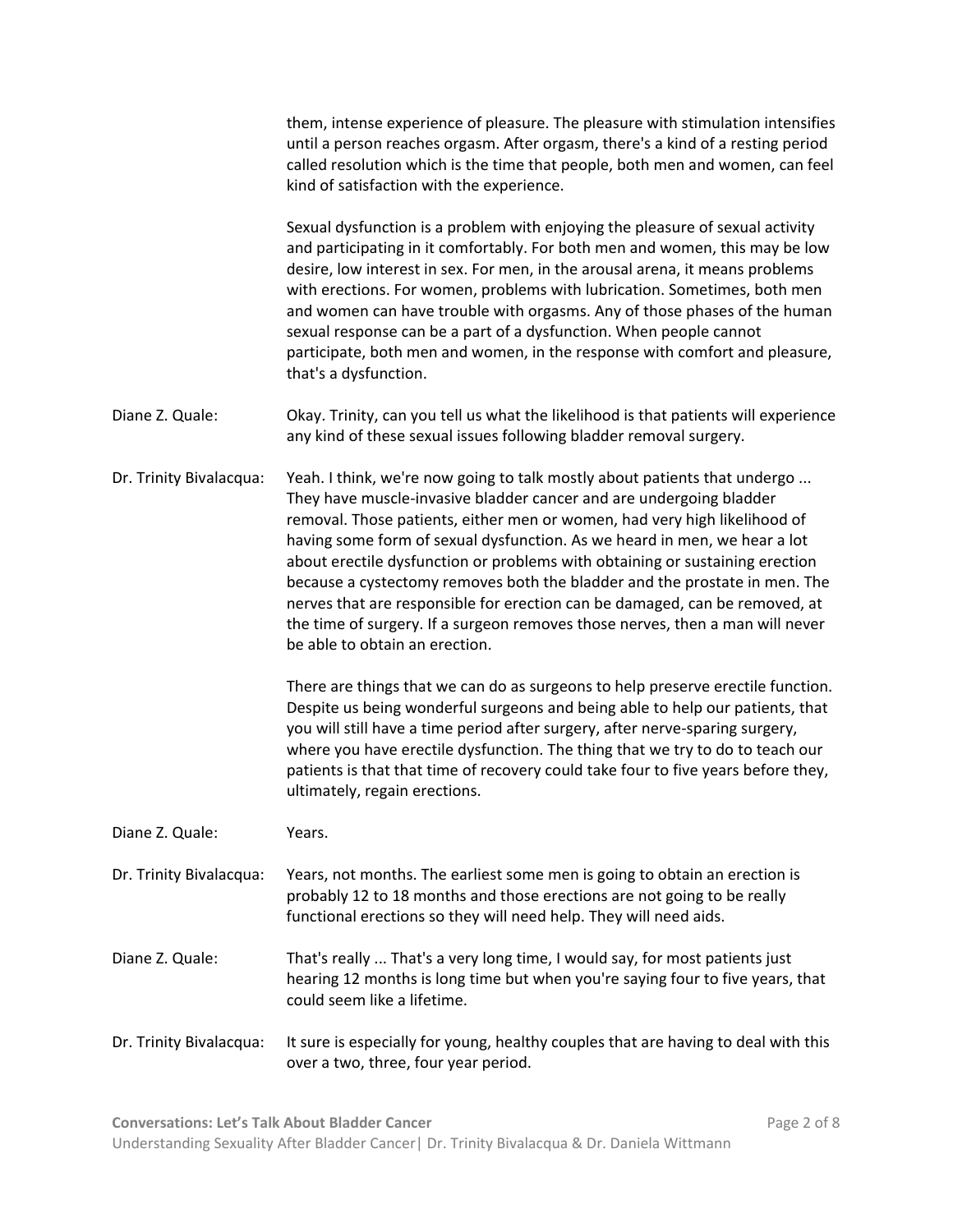them, intense experience of pleasure. The pleasure with stimulation intensifies until a person reaches orgasm. After orgasm, there's a kind of a resting period called resolution which is the time that people, both men and women, can feel kind of satisfaction with the experience.

Sexual dysfunction is a problem with enjoying the pleasure of sexual activity and participating in it comfortably. For both men and women, this may be low desire, low interest in sex. For men, in the arousal arena, it means problems with erections. For women, problems with lubrication. Sometimes, both men and women can have trouble with orgasms. Any of those phases of the human sexual response can be a part of a dysfunction. When people cannot participate, both men and women, in the response with comfort and pleasure, that's a dysfunction.

**Diane Z. Quale:** Okay. Trinity, can you tell us what the likelihood is that patients will experience any kind of these sexual issues following bladder removal surgery.

**Dr. Trinity Bivalacqua:** Yeah. I think, we're now going to talk mostly about patients that undergo ... They have muscle-invasive bladder cancer and are undergoing bladder removal. Those patients, either men or women, had very high likelihood of having some form of sexual dysfunction. As we heard in men, we hear a lot about erectile dysfunction or problems with obtaining or sustaining erection because a cystectomy removes both the bladder and the prostate in men. The nerves that are responsible for erection can be damaged, can be removed, at the time of surgery. If a surgeon removes those nerves, then a man will never be able to obtain an erection.

There are things that we can do as surgeons to help preserve erectile function. Despite us being wonderful surgeons and being able to help our patients, that you will still have a time period after surgery, after nerve-sparing surgery, where you have erectile dysfunction. The thing that we try to do to teach our patients is that that time of recovery could take four to five years before they, ultimately, regain erections.

**Diane Z. Quale:** Years.

**Dr. Trinity Bivalacqua:** Years, not months. The earliest some men is going to obtain an erection is probably 12 to 18 months and those erections are not going to be really functional erections so they will need help. They will need aids.

**Diane Z. Quale:** That's really ... That's a very long time, I would say, for most patients just hearing 12 months is long time but when you're saying four to five years, that could seem like a lifetime.

**Dr. Trinity Bivalacqua:** It sure is especially for young, healthy couples that are having to deal with this over a two, three, four year period.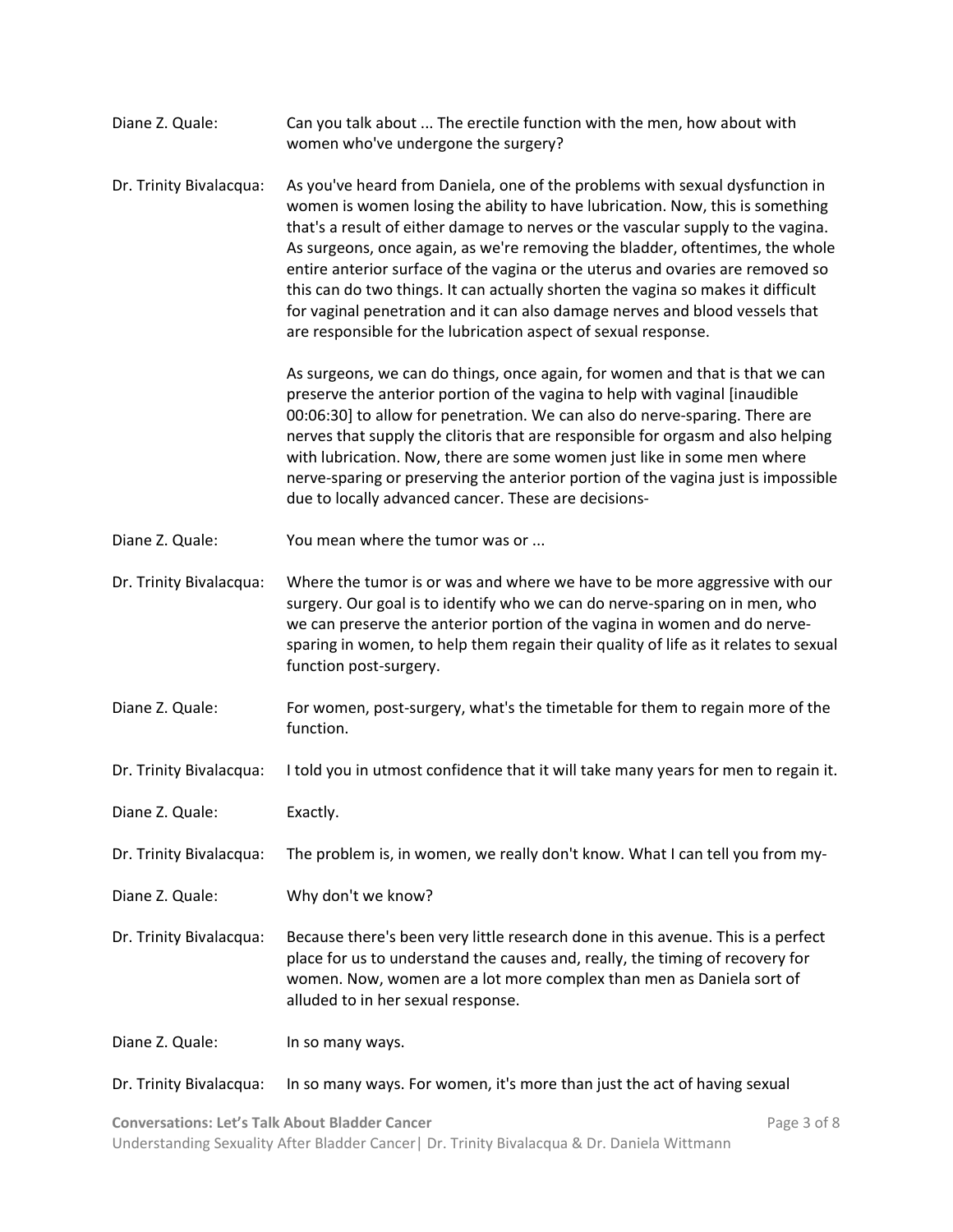**Diane Z. Quale:** Can you talk about ... The erectile function with the men, how about with women who've undergone the surgery?

**Dr. Trinity Bivalacqua:** As you've heard from Daniela, one of the problems with sexual dysfunction in women is women losing the ability to have lubrication. Now, this is something that's a result of either damage to nerves or the vascular supply to the vagina. As surgeons, once again, as we're removing the bladder, oftentimes, the whole entire anterior surface of the vagina or the uterus and ovaries are removed so this can do two things. It can actually shorten the vagina so makes it difficult for vaginal penetration and it can also damage nerves and blood vessels that are responsible for the lubrication aspect of sexual response.

As surgeons, we can do things, once again, for women and that is that we can preserve the anterior portion of the vagina to help with vaginal [inaudible 00:06:30] to allow for penetration. We can also do nerve-sparing. There are nerves that supply the clitoris that are responsible for orgasm and also helping with lubrication. Now, there are some women just like in some men where nerve-sparing or preserving the anterior portion of the vagina just is impossible due to locally advanced cancer. These are decisions-

**Diane Z. Quale:** You mean where the tumor was or ...

**Dr. Trinity Bivalacqua:** Where the tumor is or was and where we have to be more aggressive with our surgery. Our goal is to identify who we can do nerve-sparing on in men, who we can preserve the anterior portion of the vagina in women and do nerve-sparing in women, to help them regain their quality of life as it relates to sexual function post-surgery.

**Diane Z. Quale:** For women, post-surgery, what's the timetable for them to regain more of the function.

**Dr. Trinity Bivalacqua:** I told you in utmost confidence that it will take many years for men to regain it.

**Diane Z. Quale:** Exactly.

**Dr. Trinity Bivalacqua:** The problem is, in women, we really don't know. What I can tell you from my-

**Diane Z. Quale:** Why don't we know?

**Dr. Trinity Bivalacqua:** Because there's been very little research done in this avenue. This is a perfect place for us to understand the causes and, really, the timing of recovery for women. Now, women are a lot more complex than men as Daniela sort of alluded to in her sexual response.

**Diane Z. Quale:** In so many ways.

**Dr. Trinity Bivalacqua:** In so many ways. For women, it's more than just the act of having sexual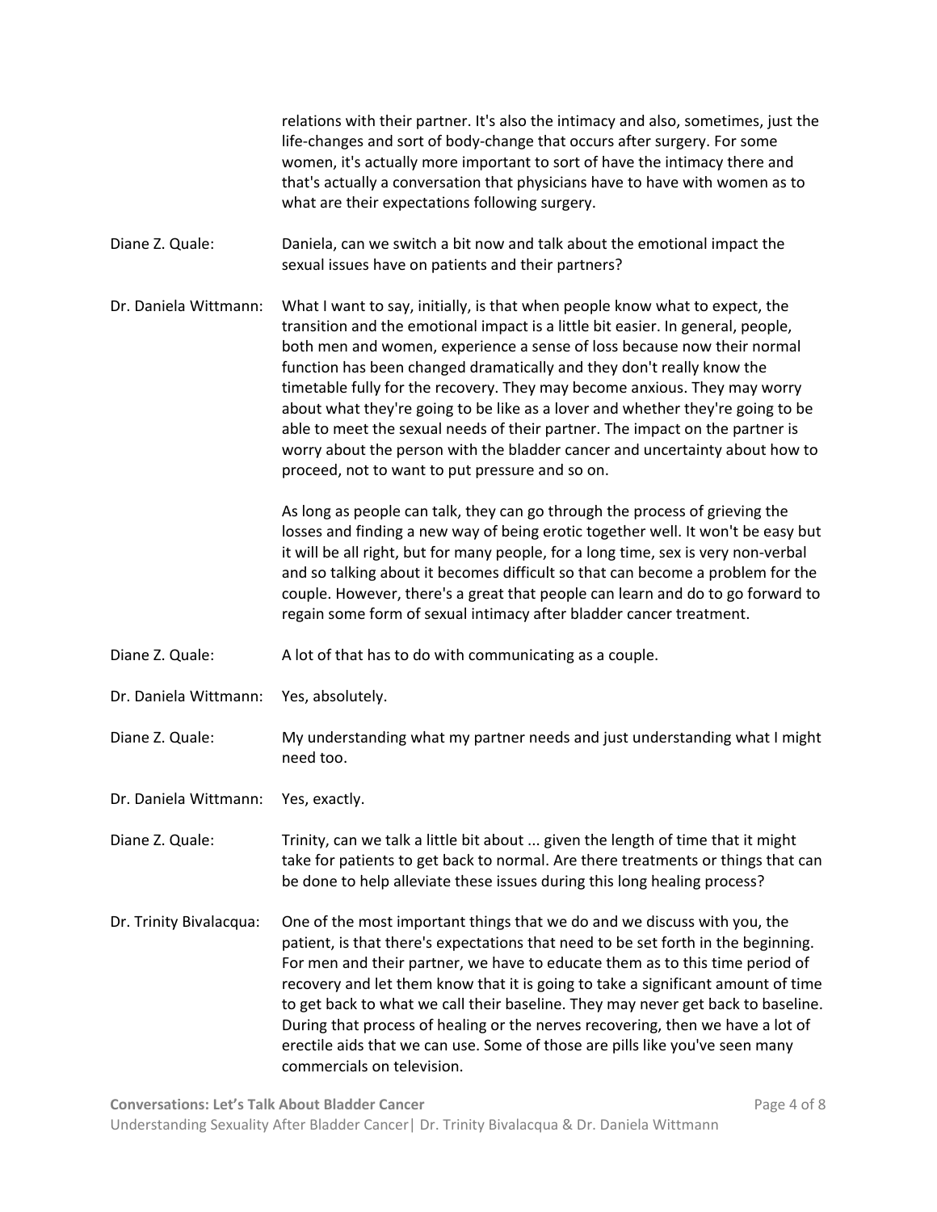relations with their partner. It's also the intimacy and also, sometimes, just the life-changes and sort of body-change that occurs after surgery. For some women, it's actually more important to sort of have the intimacy there and that's actually a conversation that physicians have to have with women as to what are their expectations following surgery.

**Diane Z. Quale:** Daniela, can we switch a bit now and talk about the emotional impact the sexual issues have on patients and their partners?

**Dr. Daniela Wittmann:** What I want to say, initially, is that when people know what to expect, the transition and the emotional impact is a little bit easier. In general, people, both men and women, experience a sense of loss because now their normal function has been changed dramatically and they don't really know the timetable fully for the recovery. They may become anxious. They may worry about what they're going to be like as a lover and whether they're going to be able to meet the sexual needs of their partner. The impact on the partner is worry about the person with the bladder cancer and uncertainty about how to proceed, not to want to put pressure and so on.

As long as people can talk, they can go through the process of grieving the losses and finding a new way of being erotic together well. It won't be easy but it will be all right, but for many people, for a long time, sex is very non-verbal and so talking about it becomes difficult so that can become a problem for the couple. However, there's a great that people can learn and do to go forward to regain some form of sexual intimacy after bladder cancer treatment.

**Diane Z. Quale:** A lot of that has to do with communicating as a couple.

**Dr. Daniela Wittmann:** Yes, absolutely.

**Diane Z. Quale:** My understanding what my partner needs and just understanding what I might need too.

**Dr. Daniela Wittmann:** Yes, exactly.

**Diane Z. Quale:** Trinity, can we talk a little bit about ... given the length of time that it might take for patients to get back to normal. Are there treatments or things that can be done to help alleviate these issues during this long healing process?

**Dr. Trinity Bivalacqua:** One of the most important things that we do and we discuss with you, the patient, is that there's expectations that need to be set forth in the beginning. For men and their partner, we have to educate them as to this time period of recovery and let them know that it is going to take a significant amount of time to get back to what we call their baseline. They may never get back to baseline. During that process of healing or the nerves recovering, then we have a lot of erectile aids that we can use. Some of those are pills like you've seen many commercials on television.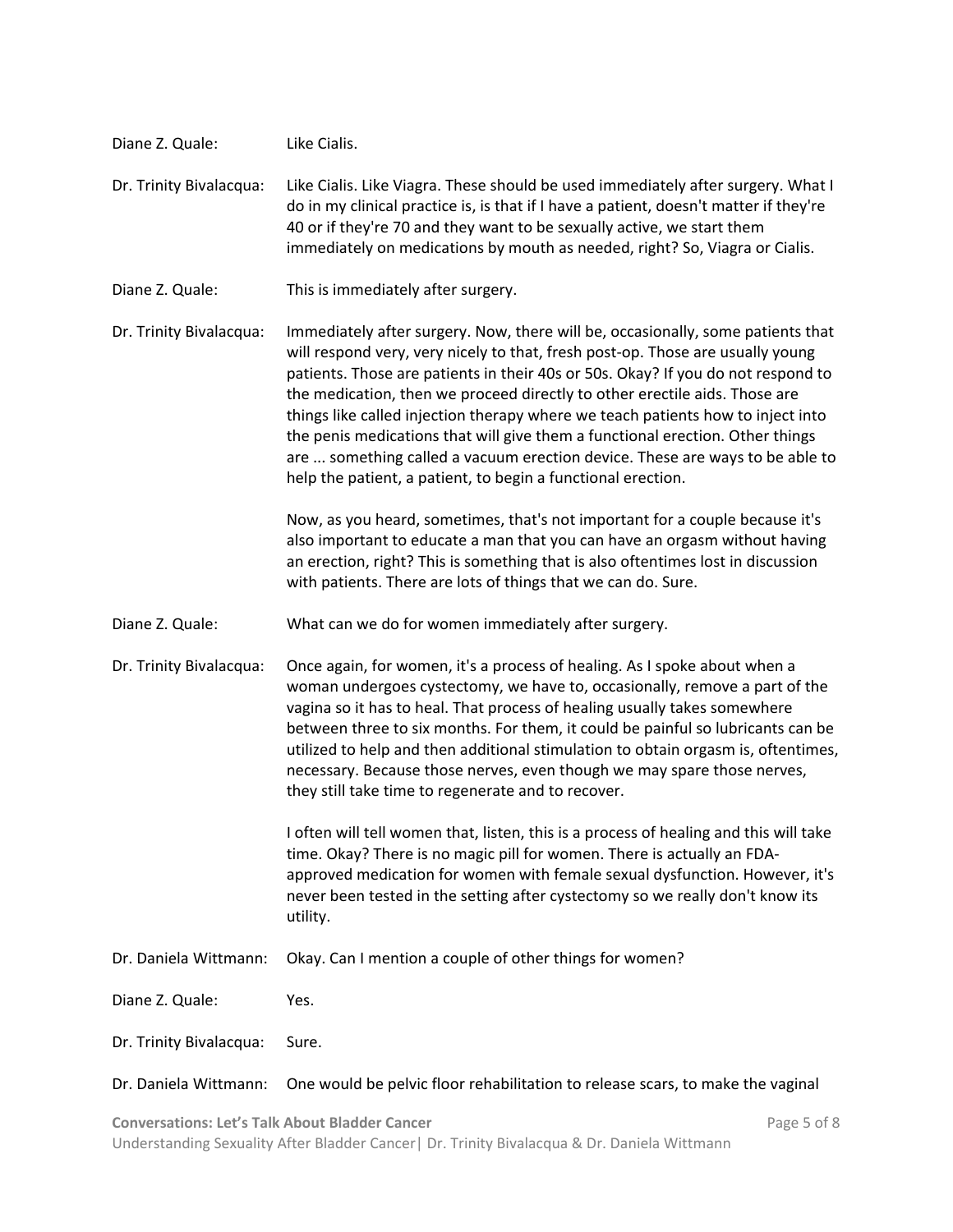Diane Z. Quale: Like Cialis.

Dr. Trinity Bivalacqua: Like Cialis. Like Viagra. These should be used immediately after surgery. What I do in my clinical practice is, is that if I have a patient, doesn't matter if they're 40 or if they're 70 and they want to be sexually active, we start them immediately on medications by mouth as needed, right? So, Viagra or Cialis.

Diane Z. Quale: This is immediately after surgery.

Dr. Trinity Bivalacqua: Immediately after surgery. Now, there will be, occasionally, some patients that will respond very, very nicely to that, fresh post-op. Those are usually young patients. Those are patients in their 40s or 50s. Okay? If you do not respond to the medication, then we proceed directly to other erectile aids. Those are things like called injection therapy where we teach patients how to inject into the penis medications that will give them a functional erection. Other things are ... something called a vacuum erection device. These are ways to be able to help the patient, a patient, to begin a functional erection.

Now, as you heard, sometimes, that's not important for a couple because it's also important to educate a man that you can have an orgasm without having an erection, right? This is something that is also oftentimes lost in discussion with patients. There are lots of things that we can do. Sure.

Diane Z. Quale: What can we do for women immediately after surgery.

Dr. Trinity Bivalacqua: Once again, for women, it's a process of healing. As I spoke about when a woman undergoes cystectomy, we have to, occasionally, remove a part of the vagina so it has to heal. That process of healing usually takes somewhere between three to six months. For them, it could be painful so lubricants can be utilized to help and then additional stimulation to obtain orgasm is, oftentimes, necessary. Because those nerves, even though we may spare those nerves, they still take time to regenerate and to recover.

I often will tell women that, listen, this is a process of healing and this will take time. Okay? There is no magic pill for women. There is actually an FDA-approved medication for women with female sexual dysfunction. However, it's never been tested in the setting after cystectomy so we really don't know its utility.

Dr. Daniela Wittmann: Okay. Can I mention a couple of other things for women?

Diane Z. Quale: Yes.

Dr. Trinity Bivalacqua: Sure.

Dr. Daniela Wittmann: One would be pelvic floor rehabilitation to release scars, to make the vaginal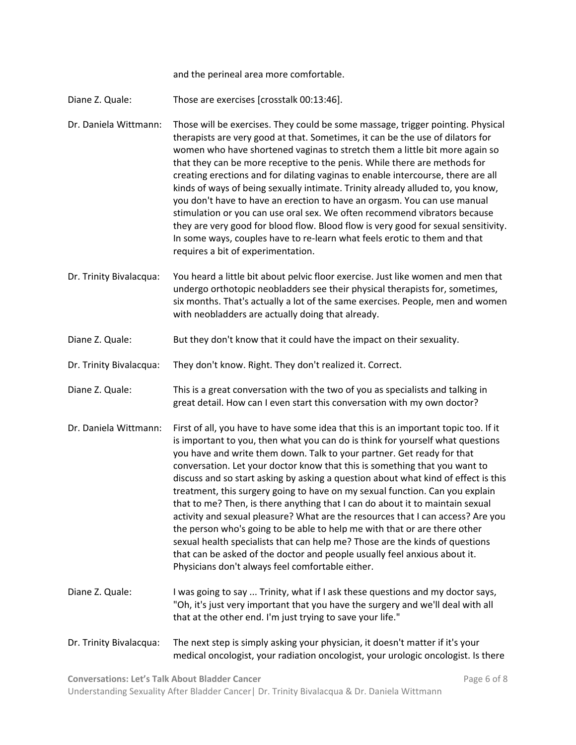and the perineal area more comfortable.

**Diane Z. Quale:** Those are exercises [crosstalk 00:13:46].

**Dr. Daniela Wittmann:** Those will be exercises. They could be some massage, trigger pointing. Physical therapists are very good at that. Sometimes, it can be the use of dilators for women who have shortened vaginas to stretch them a little bit more again so that they can be more receptive to the penis. While there are methods for creating erections and for dilating vaginas to enable intercourse, there are all kinds of ways of being sexually intimate. Trinity already alluded to, you know, you don't have to have an erection to have an orgasm. You can use manual stimulation or you can use oral sex. We often recommend vibrators because they are very good for blood flow. Blood flow is very good for sexual sensitivity. In some ways, couples have to re-learn what feels erotic to them and that requires a bit of experimentation.

**Dr. Trinity Bivalacqua:** You heard a little bit about pelvic floor exercise. Just like women and men that undergo orthotopic neobladders see their physical therapists for, sometimes, six months. That's actually a lot of the same exercises. People, men and women with neobladders are actually doing that already.

**Diane Z. Quale:** But they don't know that it could have the impact on their sexuality.

**Dr. Trinity Bivalacqua:** They don't know. Right. They don't realized it. Correct.

**Diane Z. Quale:** This is a great conversation with the two of you as specialists and talking in great detail. How can I even start this conversation with my own doctor?

**Dr. Daniela Wittmann:** First of all, you have to have some idea that this is an important topic too. If it is important to you, then what you can do is think for yourself what questions you have and write them down. Talk to your partner. Get ready for that conversation. Let your doctor know that this is something that you want to discuss and so start asking by asking a question about what kind of effect is this treatment, this surgery going to have on my sexual function. Can you explain that to me? Then, is there anything that I can do about it to maintain sexual activity and sexual pleasure? What are the resources that I can access? Are you the person who's going to be able to help me with that or are there other sexual health specialists that can help me? Those are the kinds of questions that can be asked of the doctor and people usually feel anxious about it. Physicians don't always feel comfortable either.

**Diane Z. Quale:** I was going to say ... Trinity, what if I ask these questions and my doctor says, "Oh, it's just very important that you have the surgery and we'll deal with all that at the other end. I'm just trying to save your life."

**Dr. Trinity Bivalacqua:** The next step is simply asking your physician, it doesn't matter if it's your medical oncologist, your radiation oncologist, your urologic oncologist. Is there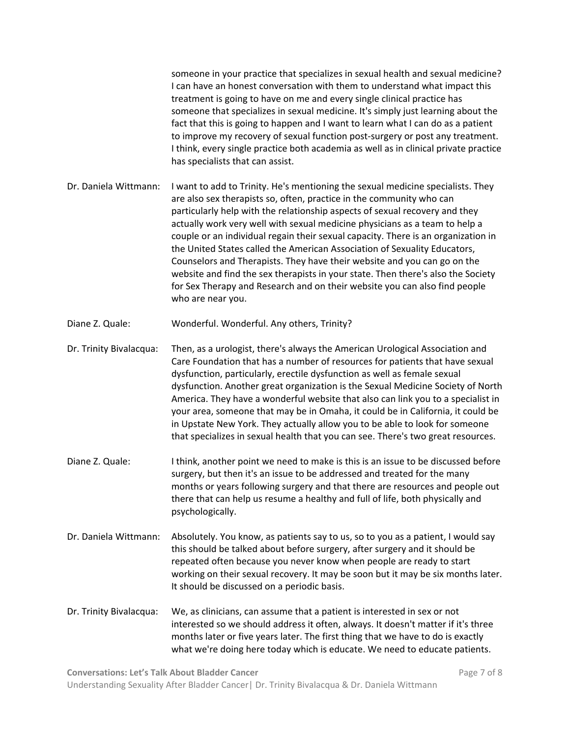someone in your practice that specializes in sexual health and sexual medicine? I can have an honest conversation with them to understand what impact this treatment is going to have on me and every single clinical practice has someone that specializes in sexual medicine. It's simply just learning about the fact that this is going to happen and I want to learn what I can do as a patient to improve my recovery of sexual function post-surgery or post any treatment. I think, every single practice both academia as well as in clinical private practice has specialists that can assist.

**Dr. Daniela Wittmann:** I want to add to Trinity. He's mentioning the sexual medicine specialists. They are also sex therapists so, often, practice in the community who can particularly help with the relationship aspects of sexual recovery and they actually work very well with sexual medicine physicians as a team to help a couple or an individual regain their sexual capacity. There is an organization in the United States called the American Association of Sexuality Educators, Counselors and Therapists. They have their website and you can go on the website and find the sex therapists in your state. Then there's also the Society for Sex Therapy and Research and on their website you can also find people who are near you.

**Diane Z. Quale:** Wonderful. Wonderful. Any others, Trinity?

**Dr. Trinity Bivalacqua:** Then, as a urologist, there's always the American Urological Association and Care Foundation that has a number of resources for patients that have sexual dysfunction, particularly, erectile dysfunction as well as female sexual dysfunction. Another great organization is the Sexual Medicine Society of North America. They have a wonderful website that also can link you to a specialist in your area, someone that may be in Omaha, it could be in California, it could be in Upstate New York. They actually allow you to be able to look for someone that specializes in sexual health that you can see. There's two great resources.

**Diane Z. Quale:** I think, another point we need to make is this is an issue to be discussed before surgery, but then it's an issue to be addressed and treated for the many months or years following surgery and that there are resources and people out there that can help us resume a healthy and full of life, both physically and psychologically.

**Dr. Daniela Wittmann:** Absolutely. You know, as patients say to us, so to you as a patient, I would say this should be talked about before surgery, after surgery and it should be repeated often because you never know when people are ready to start working on their sexual recovery. It may be soon but it may be six months later. It should be discussed on a periodic basis.

**Dr. Trinity Bivalacqua:** We, as clinicians, can assume that a patient is interested in sex or not interested so we should address it often, always. It doesn't matter if it's three months later or five years later. The first thing that we have to do is exactly what we're doing here today which is educate. We need to educate patients.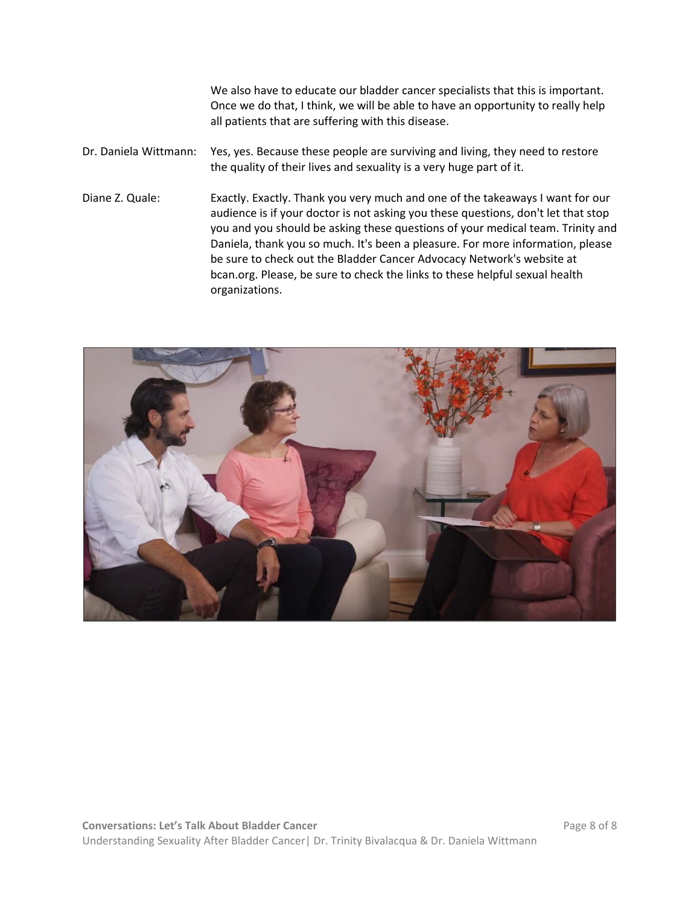We also have to educate our bladder cancer specialists that this is important. Once we do that, I think, we will be able to have an opportunity to really help all patients that are suffering with this disease.

Dr. Daniela Wittmann: Yes, yes. Because these people are surviving and living, they need to restore the quality of their lives and sexuality is a very huge part of it.

Diane Z. Quale: Exactly. Exactly. Thank you very much and one of the takeaways I want for our audience is if your doctor is not asking you these questions, don't let that stop you and you should be asking these questions of your medical team. Trinity and Daniela, thank you so much. It's been a pleasure. For more information, please be sure to check out the Bladder Cancer Advocacy Network's website at bcan.org. Please, be sure to check the links to these helpful sexual health organizations.